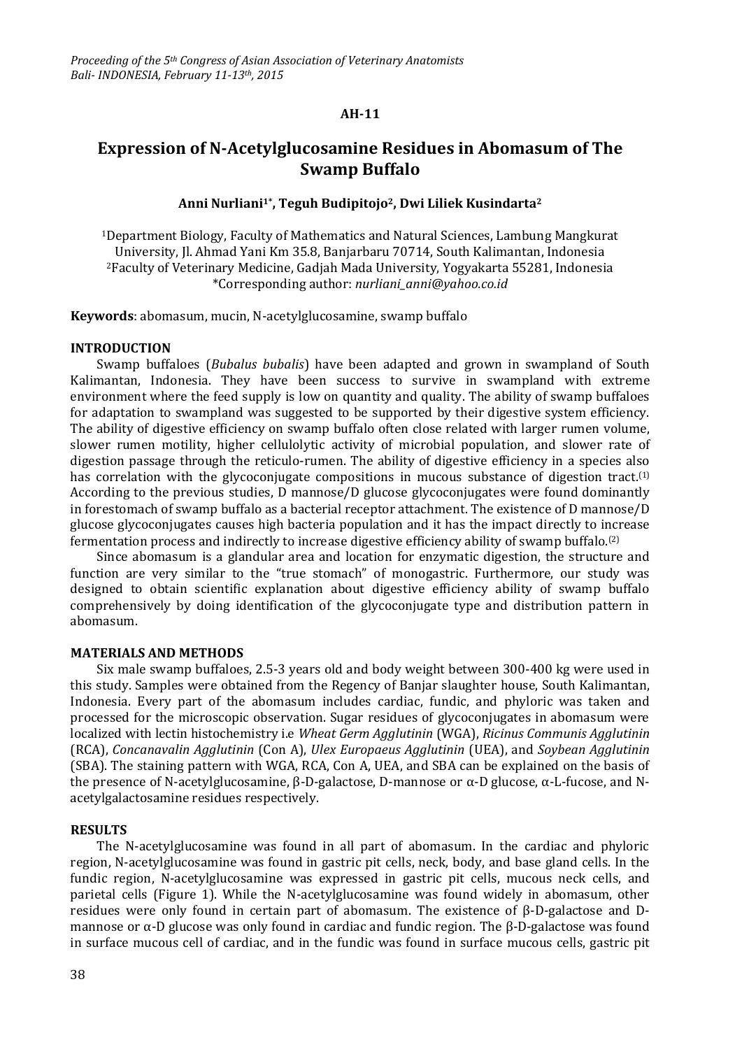AH-11

# Expression of N-Acetylglucosamine Residues in Abomasum of The Swamp Buffalo

**Anni Nurliani[1*], Teguh Budipitojo[2], Dwi Liliek Kusindarta[2]**

[1]Department Biology, Faculty of Mathematics and Natural Sciences, Lambung Mangkurat University, Jl. Ahmad Yani Km 35.8, Banjarbaru 70714, South Kalimantan, Indonesia
[2]Faculty of Veterinary Medicine, Gadjah Mada University, Yogyakarta 55281, Indonesia
*Corresponding author: *nurliani_anni@yahoo.co.id*

**Keywords**: abomasum, mucin, N-acetylglucosamine, swamp buffalo

## INTRODUCTION

Swamp buffaloes (*Bubalus bubalis*) have been adapted and grown in swampland of South Kalimantan, Indonesia. They have been success to survive in swampland with extreme environment where the feed supply is low on quantity and quality. The ability of swamp buffaloes for adaptation to swampland was suggested to be supported by their digestive system efficiency. The ability of digestive efficiency on swamp buffalo often close related with larger rumen volume, slower rumen motility, higher cellulolytic activity of microbial population, and slower rate of digestion passage through the reticulo-rumen. The ability of digestive efficiency in a species also has correlation with the glycoconjugate compositions in mucous substance of digestion tract.[1] According to the previous studies, D mannose/D glucose glycoconjugates were found dominantly in forestomach of swamp buffalo as a bacterial receptor attachment. The existence of D mannose/D glucose glycoconjugates causes high bacteria population and it has the impact directly to increase fermentation process and indirectly to increase digestive efficiency ability of swamp buffalo.[2]

Since abomasum is a glandular area and location for enzymatic digestion, the structure and function are very similar to the "true stomach" of monogastric. Furthermore, our study was designed to obtain scientific explanation about digestive efficiency ability of swamp buffalo comprehensively by doing identification of the glycoconjugate type and distribution pattern in abomasum.

## MATERIALS AND METHODS

Six male swamp buffaloes, 2.5-3 years old and body weight between 300-400 kg were used in this study. Samples were obtained from the Regency of Banjar slaughter house, South Kalimantan, Indonesia. Every part of the abomasum includes cardiac, fundic, and phyloric was taken and processed for the microscopic observation. Sugar residues of glycoconjugates in abomasum were localized with lectin histochemistry i.e *Wheat Germ Agglutinin* (WGA), *Ricinus Communis Agglutinin* (RCA), *Concanavalin Agglutinin* (Con A), *Ulex Europaeus Agglutinin* (UEA), and *Soybean Agglutinin* (SBA). The staining pattern with WGA, RCA, Con A, UEA, and SBA can be explained on the basis of the presence of N-acetylglucosamine, β-D-galactose, D-mannose or α-D glucose, α-L-fucose, and N-acetylgalactosamine residues respectively.

## RESULTS

The N-acetylglucosamine was found in all part of abomasum. In the cardiac and phyloric region, N-acetylglucosamine was found in gastric pit cells, neck, body, and base gland cells. In the fundic region, N-acetylglucosamine was expressed in gastric pit cells, mucous neck cells, and parietal cells (Figure 1). While the N-acetylglucosamine was found widely in abomasum, other residues were only found in certain part of abomasum. The existence of β-D-galactose and D-mannose or α-D glucose was only found in cardiac and fundic region. The β-D-galactose was found in surface mucous cell of cardiac, and in the fundic was found in surface mucous cells, gastric pit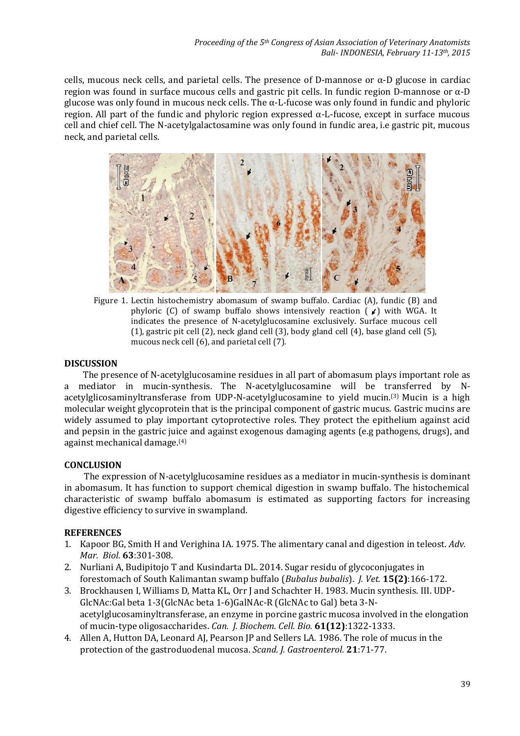cells, mucous neck cells, and parietal cells. The presence of D-mannose or α-D glucose in cardiac region was found in surface mucous cells and gastric pit cells. In fundic region D-mannose or α-D glucose was only found in mucous neck cells. The α-L-fucose was only found in fundic and phyloric region. All part of the fundic and phyloric region expressed α-L-fucose, except in surface mucous cell and chief cell. The N-acetylgalactosamine was only found in fundic area, i.e gastric pit, mucous neck, and parietal cells.

Figure 1. Lectin histochemistry abomasum of swamp buffalo. Cardiac (A), fundic (B) and phyloric (C) of swamp buffalo shows intensively reaction (↙) with WGA. It indicates the presence of N-acetylglucosamine exclusively. Surface mucous cell (1), gastric pit cell (2), neck gland cell (3), body gland cell (4), base gland cell (5), mucous neck cell (6), and parietal cell (7).

## DISCUSSION

The presence of N-acetylglucosamine residues in all part of abomasum plays important role as a mediator in mucin-synthesis. The N-acetylglucosamine will be transferred by N-acetylglicosaminyltransferase from UDP-N-acetylglucosamine to yield mucin.[3] Mucin is a high molecular weight glycoprotein that is the principal component of gastric mucus. Gastric mucins are widely assumed to play important cytoprotective roles. They protect the epithelium against acid and pepsin in the gastric juice and against exogenous damaging agents (e.g pathogens, drugs), and against mechanical damage.[4]

## CONCLUSION

The expression of N-acetylglucosamine residues as a mediator in mucin-synthesis is dominant in abomasum. It has function to support chemical digestion in swamp buffalo. The histochemical characteristic of swamp buffalo abomasum is estimated as supporting factors for increasing digestive efficiency to survive in swampland.

## REFERENCES

1. Kapoor BG, Smith H and Verighina IA. 1975. The alimentary canal and digestion in teleost. *Adv. Mar. Biol.* **63**:301-308.
2. Nurliani A, Budipitojo T and Kusindarta DL. 2014. Sugar residu of glycoconjugates in forestomach of South Kalimantan swamp buffalo (*Bubalus bubalis*). *J. Vet.* **15(2)**:166-172.
3. Brockhausen I, Williams D, Matta KL, Orr J and Schachter H. 1983. Mucin synthesis. III. UDP-GlcNAc:Gal beta 1-3(GlcNAc beta 1-6)GalNAc-R (GlcNAc to Gal) beta 3-N-acetylglucosaminyltransferase, an enzyme in porcine gastric mucosa involved in the elongation of mucin-type oligosaccharides. *Can. J. Biochem. Cell. Bio.* **61(12)**:1322-1333.
4. Allen A, Hutton DA, Leonard AJ, Pearson JP and Sellers LA. 1986. The role of mucus in the protection of the gastroduodenal mucosa. *Scand. J. Gastroenterol.* **21**:71-77.